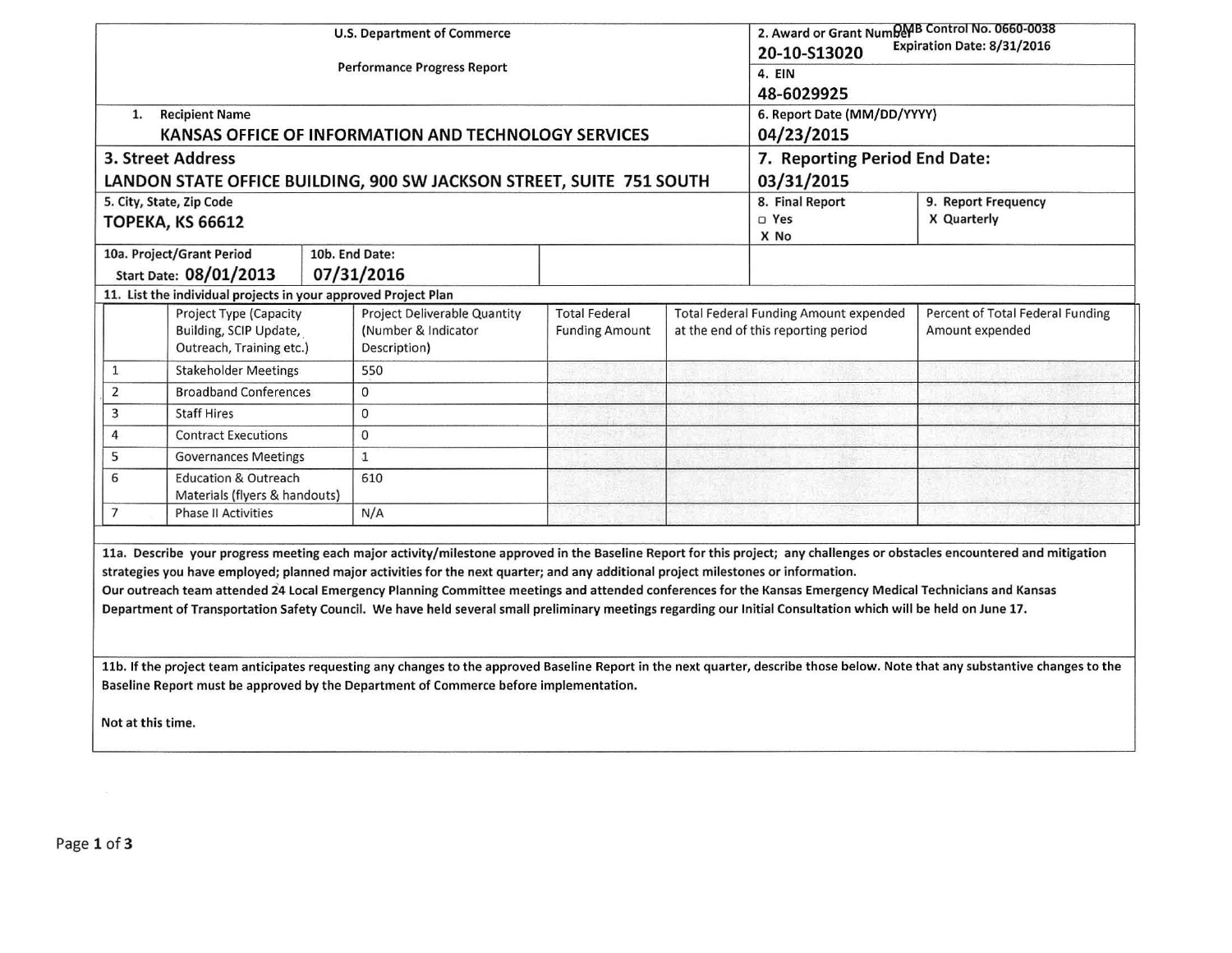| U.S. Department of Commerce<br>Performance Progress Report | 2. Award or Grant Number<br>**20-10-S13020** | OMB Control No. 0660-0038<br>Expiration Date: 8/31/2016 |
|---|---|---|
| | 4. EIN<br>**48-6029925** | |
| 1. Recipient Name<br>**KANSAS OFFICE OF INFORMATION AND TECHNOLOGY SERVICES** | 6. Report Date (MM/DD/YYYY)<br>**04/23/2015** | |
| **3. Street Address**<br>**LANDON STATE OFFICE BUILDING, 900 SW JACKSON STREET, SUITE 751 SOUTH** | **7. Reporting Period End Date:**<br>**03/31/2015** | |
| 5. City, State, Zip Code<br>**TOPEKA, KS 66612** | 8. Final Report<br>□ Yes<br>X No | 9. Report Frequency<br>X Quarterly |
| 10a. Project/Grant Period<br>Start Date: **08/01/2013** | 10b. End Date:<br>**07/31/2016** | |

**11. List the individual projects in your approved Project Plan**

| | Project Type (Capacity Building, SCIP Update, Outreach, Training etc.) | Project Deliverable Quantity (Number & Indicator Description) | Total Federal Funding Amount | Total Federal Funding Amount expended at the end of this reporting period | Percent of Total Federal Funding Amount expended |
|---|---|---|---|---|---|
| 1 | Stakeholder Meetings | 550 | | | |
| 2 | Broadband Conferences | 0 | | | |
| 3 | Staff Hires | 0 | | | |
| 4 | Contract Executions | 0 | | | |
| 5 | Governances Meetings | 1 | | | |
| 6 | Education & Outreach Materials (flyers & handouts) | 610 | | | |
| 7 | Phase II Activities | N/A | | | |

**11a. Describe your progress meeting each major activity/milestone approved in the Baseline Report for this project; any challenges or obstacles encountered and mitigation strategies you have employed; planned major activities for the next quarter; and any additional project milestones or information.**

**Our outreach team attended 24 Local Emergency Planning Committee meetings and attended conferences for the Kansas Emergency Medical Technicians and Kansas Department of Transportation Safety Council. We have held several small preliminary meetings regarding our Initial Consultation which will be held on June 17.**

**11b. If the project team anticipates requesting any changes to the approved Baseline Report in the next quarter, describe those below. Note that any substantive changes to the Baseline Report must be approved by the Department of Commerce before implementation.**

**Not at this time.**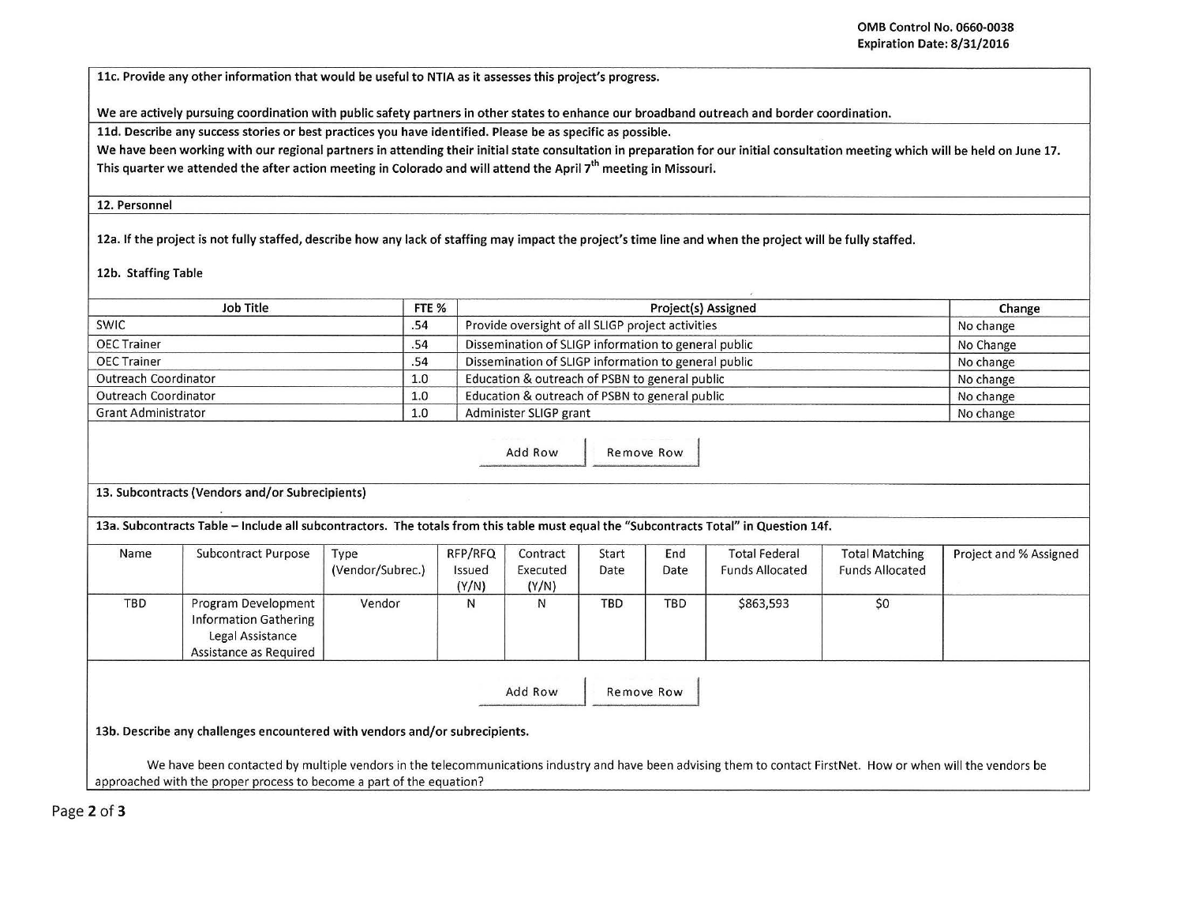OMB Control No. 0660-0038
Expiration Date: 8/31/2016

**11c. Provide any other information that would be useful to NTIA as it assesses this project's progress.**

We are actively pursuing coordination with public safety partners in other states to enhance our broadband outreach and border coordination.

**11d. Describe any success stories or best practices you have identified. Please be as specific as possible.**

We have been working with our regional partners in attending their initial state consultation in preparation for our initial consultation meeting which will be held on June 17. This quarter we attended the after action meeting in Colorado and will attend the April 7th meeting in Missouri.

**12. Personnel**

**12a. If the project is not fully staffed, describe how any lack of staffing may impact the project's time line and when the project will be fully staffed.**

**12b. Staffing Table**

| Job Title | FTE % | Project(s) Assigned | Change |
|---|---|---|---|
| SWIC | .54 | Provide oversight of all SLIGP project activities | No change |
| OEC Trainer | .54 | Dissemination of SLIGP information to general public | No Change |
| OEC Trainer | .54 | Dissemination of SLIGP information to general public | No change |
| Outreach Coordinator | 1.0 | Education & outreach of PSBN to general public | No change |
| Outreach Coordinator | 1.0 | Education & outreach of PSBN to general public | No change |
| Grant Administrator | 1.0 | Administer SLIGP grant | No change |

**13. Subcontracts (Vendors and/or Subrecipients)**

**13a. Subcontracts Table – Include all subcontractors. The totals from this table must equal the "Subcontracts Total" in Question 14f.**

| Name | Subcontract Purpose | Type (Vendor/Subrec.) | RFP/RFQ Issued (Y/N) | Contract Executed (Y/N) | Start Date | End Date | Total Federal Funds Allocated | Total Matching Funds Allocated | Project and % Assigned |
|---|---|---|---|---|---|---|---|---|---|
| TBD | Program Development Information Gathering Legal Assistance Assistance as Required | Vendor | N | N | TBD | TBD | $863,593 | $0 | |

**13b. Describe any challenges encountered with vendors and/or subrecipients.**

We have been contacted by multiple vendors in the telecommunications industry and have been advising them to contact FirstNet. How or when will the vendors be approached with the proper process to become a part of the equation?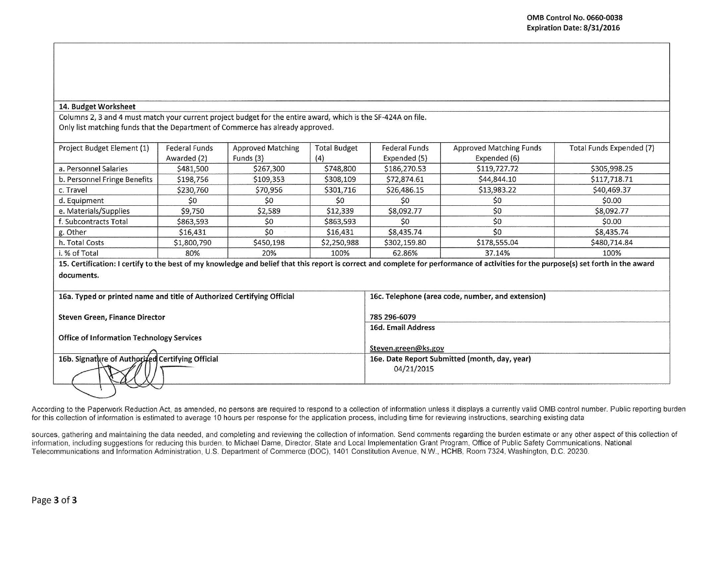**14. Budget Worksheet**

Columns 2, 3 and 4 must match your current project budget for the entire award, which is the SF-424A on file.
Only list matching funds that the Department of Commerce has already approved.

| Project Budget Element (1) | Federal Funds Awarded (2) | Approved Matching Funds (3) | Total Budget (4) | Federal Funds Expended (5) | Approved Matching Funds Expended (6) | Total Funds Expended (7) |
|---|---|---|---|---|---|---|
| a. Personnel Salaries | $481,500 | $267,300 | $748,800 | $186,270.53 | $119,727.72 | $305,998.25 |
| b. Personnel Fringe Benefits | $198,756 | $109,353 | $308,109 | $72,874.61 | $44,844.10 | $117,718.71 |
| c. Travel | $230,760 | $70,956 | $301,716 | $26,486.15 | $13,983.22 | $40,469.37 |
| d. Equipment | $0 | $0 | $0 | $0 | $0 | $0.00 |
| e. Materials/Supplies | $9,750 | $2,589 | $12,339 | $8,092.77 | $0 | $8,092.77 |
| f. Subcontracts Total | $863,593 | $0 | $863,593 | $0 | $0 | $0.00 |
| g. Other | $16,431 | $0 | $16,431 | $8,435.74 | $0 | $8,435.74 |
| h. Total Costs | $1,800,790 | $450,198 | $2,250,988 | $302,159.80 | $178,555.04 | $480,714.84 |
| i. % of Total | 80% | 20% | 100% | 62.86% | 37.14% | 100% |

**15. Certification: I certify to the best of my knowledge and belief that this report is correct and complete for performance of activities for the purpose(s) set forth in the award documents.**

| | |
|---|---|
| **16a. Typed or printed name and title of Authorized Certifying Official**<br><br>**Steven Green, Finance Director**<br><br>**Office of Information Technology Services** | **16c. Telephone (area code, number, and extension)**<br><br>**785 296-6079** |
| | **16d. Email Address**<br><br>**Steven.green@ks.gov** |
| **16b. Signature of Authorized Certifying Official** | **16e. Date Report Submitted (month, day, year)**<br><br>04/21/2015 |

According to the Paperwork Reduction Act, as amended, no persons are required to respond to a collection of information unless it displays a currently valid OMB control number. Public reporting burden for this collection of information is estimated to average 10 hours per response for the application process, including time for reviewing instructions, searching existing data

sources, gathering and maintaining the data needed, and completing and reviewing the collection of information. Send comments regarding the burden estimate or any other aspect of this collection of information, including suggestions for reducing this burden, to Michael Dame, Director, State and Local Implementation Grant Program, Office of Public Safety Communications, National Telecommunications and Information Administration, U.S. Department of Commerce (DOC), 1401 Constitution Avenue, N.W., HCHB, Room 7324, Washington, D.C. 20230.